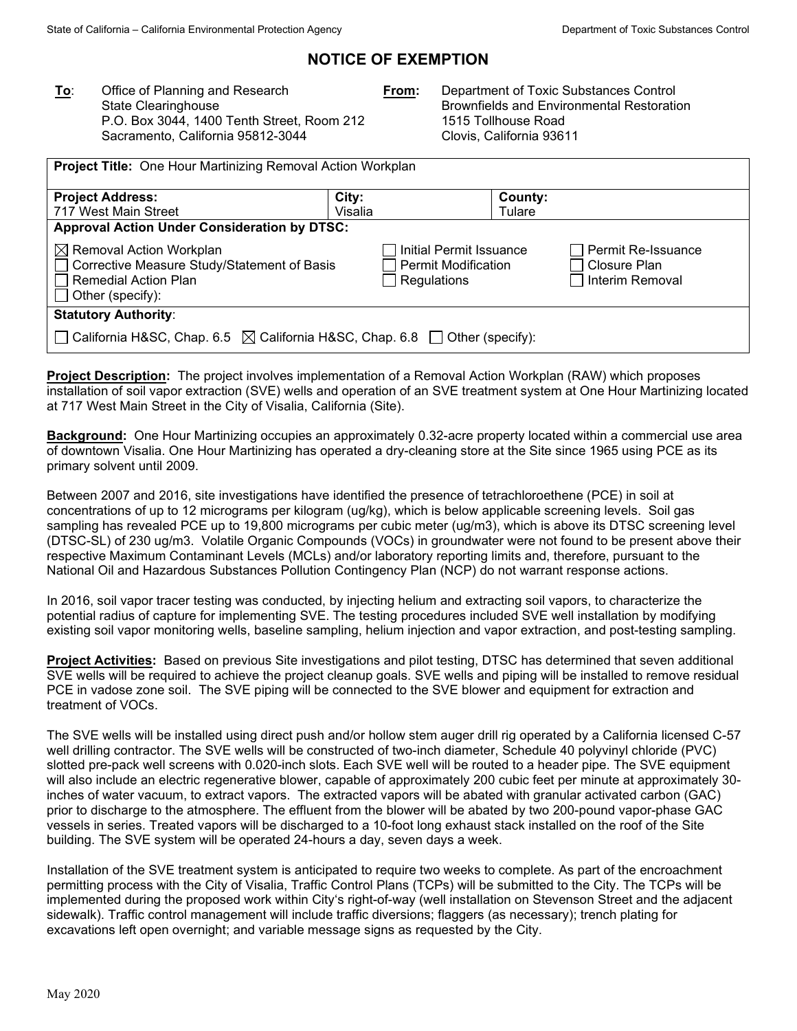State of California – California Environmental Protection Agency | Department of Toxic Substances Control

# NOTICE OF EXEMPTION

**To**: Office of Planning and Research
State Clearinghouse
P.O. Box 3044, 1400 Tenth Street, Room 212
Sacramento, California 95812-3044

**From:** Department of Toxic Substances Control
Brownfields and Environmental Restoration
1515 Tollhouse Road
Clovis, California 93611

| **Project Title:** One Hour Martinizing Removal Action Workplan | | |
|---|---|---|
| **Project Address:** 717 West Main Street | **City:** Visalia | **County:** Tulare |
| **Approval Action Under Consideration by DTSC:** | | |
| ☒ Removal Action Workplan<br>☐ Corrective Measure Study/Statement of Basis<br>☐ Remedial Action Plan<br>☐ Other (specify): | ☐ Initial Permit Issuance<br>☐ Permit Modification<br>☐ Regulations | ☐ Permit Re-Issuance<br>☐ Closure Plan<br>☐ Interim Removal |
| **Statutory Authority**: | | |
| ☐ California H&SC, Chap. 6.5 ☒ California H&SC, Chap. 6.8 ☐ Other (specify): | | |

**Project Description:** The project involves implementation of a Removal Action Workplan (RAW) which proposes installation of soil vapor extraction (SVE) wells and operation of an SVE treatment system at One Hour Martinizing located at 717 West Main Street in the City of Visalia, California (Site).

**Background:** One Hour Martinizing occupies an approximately 0.32-acre property located within a commercial use area of downtown Visalia. One Hour Martinizing has operated a dry-cleaning store at the Site since 1965 using PCE as its primary solvent until 2009.

Between 2007 and 2016, site investigations have identified the presence of tetrachloroethene (PCE) in soil at concentrations of up to 12 micrograms per kilogram (ug/kg), which is below applicable screening levels. Soil gas sampling has revealed PCE up to 19,800 micrograms per cubic meter (ug/m3), which is above its DTSC screening level (DTSC-SL) of 230 ug/m3. Volatile Organic Compounds (VOCs) in groundwater were not found to be present above their respective Maximum Contaminant Levels (MCLs) and/or laboratory reporting limits and, therefore, pursuant to the National Oil and Hazardous Substances Pollution Contingency Plan (NCP) do not warrant response actions.

In 2016, soil vapor tracer testing was conducted, by injecting helium and extracting soil vapors, to characterize the potential radius of capture for implementing SVE. The testing procedures included SVE well installation by modifying existing soil vapor monitoring wells, baseline sampling, helium injection and vapor extraction, and post-testing sampling.

**Project Activities:** Based on previous Site investigations and pilot testing, DTSC has determined that seven additional SVE wells will be required to achieve the project cleanup goals. SVE wells and piping will be installed to remove residual PCE in vadose zone soil. The SVE piping will be connected to the SVE blower and equipment for extraction and treatment of VOCs.

The SVE wells will be installed using direct push and/or hollow stem auger drill rig operated by a California licensed C-57 well drilling contractor. The SVE wells will be constructed of two-inch diameter, Schedule 40 polyvinyl chloride (PVC) slotted pre-pack well screens with 0.020-inch slots. Each SVE well will be routed to a header pipe. The SVE equipment will also include an electric regenerative blower, capable of approximately 200 cubic feet per minute at approximately 30-inches of water vacuum, to extract vapors. The extracted vapors will be abated with granular activated carbon (GAC) prior to discharge to the atmosphere. The effluent from the blower will be abated by two 200-pound vapor-phase GAC vessels in series. Treated vapors will be discharged to a 10-foot long exhaust stack installed on the roof of the Site building. The SVE system will be operated 24-hours a day, seven days a week.

Installation of the SVE treatment system is anticipated to require two weeks to complete. As part of the encroachment permitting process with the City of Visalia, Traffic Control Plans (TCPs) will be submitted to the City. The TCPs will be implemented during the proposed work within City's right-of-way (well installation on Stevenson Street and the adjacent sidewalk). Traffic control management will include traffic diversions; flaggers (as necessary); trench plating for excavations left open overnight; and variable message signs as requested by the City.

May 2020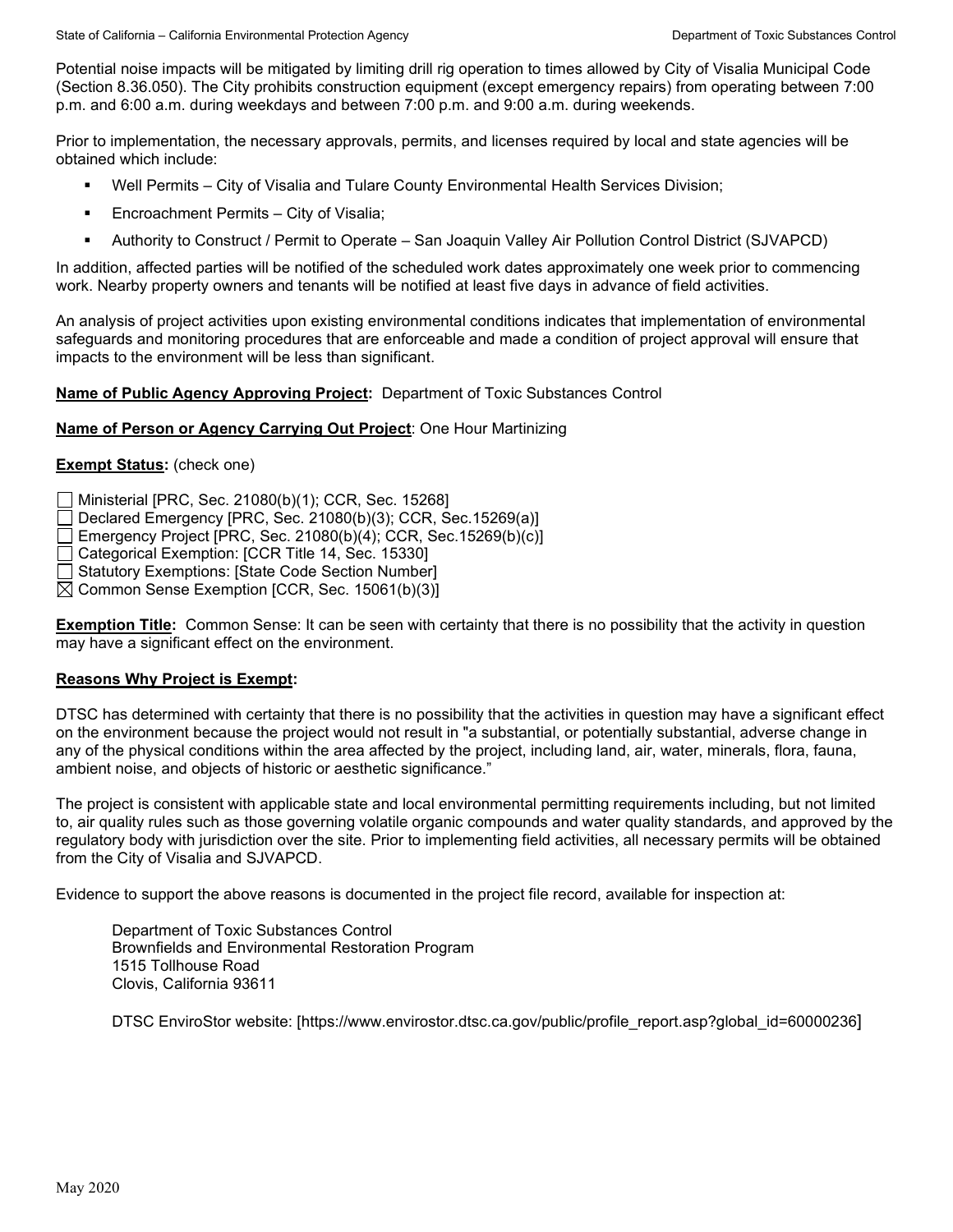Potential noise impacts will be mitigated by limiting drill rig operation to times allowed by City of Visalia Municipal Code (Section 8.36.050). The City prohibits construction equipment (except emergency repairs) from operating between 7:00 p.m. and 6:00 a.m. during weekdays and between 7:00 p.m. and 9:00 a.m. during weekends.

Prior to implementation, the necessary approvals, permits, and licenses required by local and state agencies will be obtained which include:

- Well Permits – City of Visalia and Tulare County Environmental Health Services Division;
- Encroachment Permits – City of Visalia;
- Authority to Construct / Permit to Operate – San Joaquin Valley Air Pollution Control District (SJVAPCD)

In addition, affected parties will be notified of the scheduled work dates approximately one week prior to commencing work. Nearby property owners and tenants will be notified at least five days in advance of field activities.

An analysis of project activities upon existing environmental conditions indicates that implementation of environmental safeguards and monitoring procedures that are enforceable and made a condition of project approval will ensure that impacts to the environment will be less than significant.

**Name of Public Agency Approving Project:** Department of Toxic Substances Control

**Name of Person or Agency Carrying Out Project**: One Hour Martinizing

**Exempt Status:** (check one)

☐ Ministerial [PRC, Sec. 21080(b)(1); CCR, Sec. 15268]
☐ Declared Emergency [PRC, Sec. 21080(b)(3); CCR, Sec.15269(a)]
☐ Emergency Project [PRC, Sec. 21080(b)(4); CCR, Sec.15269(b)(c)]
☐ Categorical Exemption: [CCR Title 14, Sec. 15330]
☐ Statutory Exemptions: [State Code Section Number]
☒ Common Sense Exemption [CCR, Sec. 15061(b)(3)]

**Exemption Title:** Common Sense: It can be seen with certainty that there is no possibility that the activity in question may have a significant effect on the environment.

**Reasons Why Project is Exempt:**

DTSC has determined with certainty that there is no possibility that the activities in question may have a significant effect on the environment because the project would not result in "a substantial, or potentially substantial, adverse change in any of the physical conditions within the area affected by the project, including land, air, water, minerals, flora, fauna, ambient noise, and objects of historic or aesthetic significance."

The project is consistent with applicable state and local environmental permitting requirements including, but not limited to, air quality rules such as those governing volatile organic compounds and water quality standards, and approved by the regulatory body with jurisdiction over the site. Prior to implementing field activities, all necessary permits will be obtained from the City of Visalia and SJVAPCD.

Evidence to support the above reasons is documented in the project file record, available for inspection at:

Department of Toxic Substances Control
Brownfields and Environmental Restoration Program
1515 Tollhouse Road
Clovis, California 93611

DTSC EnviroStor website: [https://www.envirostor.dtsc.ca.gov/public/profile_report.asp?global_id=60000236]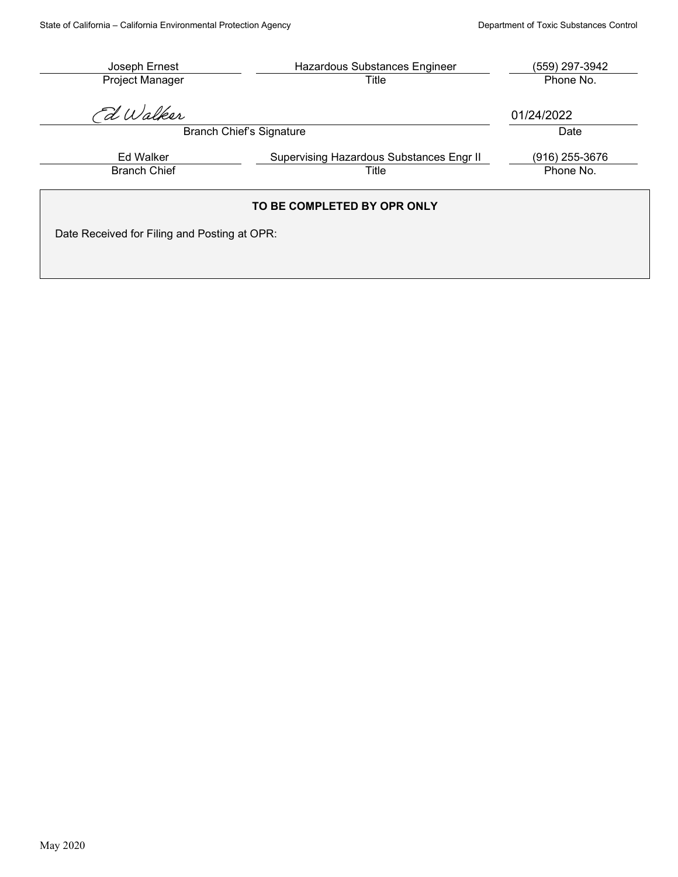| | | |
|---|---|---|
| Joseph Ernest | Hazardous Substances Engineer | (559) 297-3942 |
| Project Manager | Title | Phone No. |

Ed Walker — 01/24/2022

Branch Chief's Signature — Date

| | | |
|---|---|---|
| Ed Walker | Supervising Hazardous Substances Engr II | (916) 255-3676 |
| Branch Chief | Title | Phone No. |

**TO BE COMPLETED BY OPR ONLY**

Date Received for Filing and Posting at OPR:

May 2020